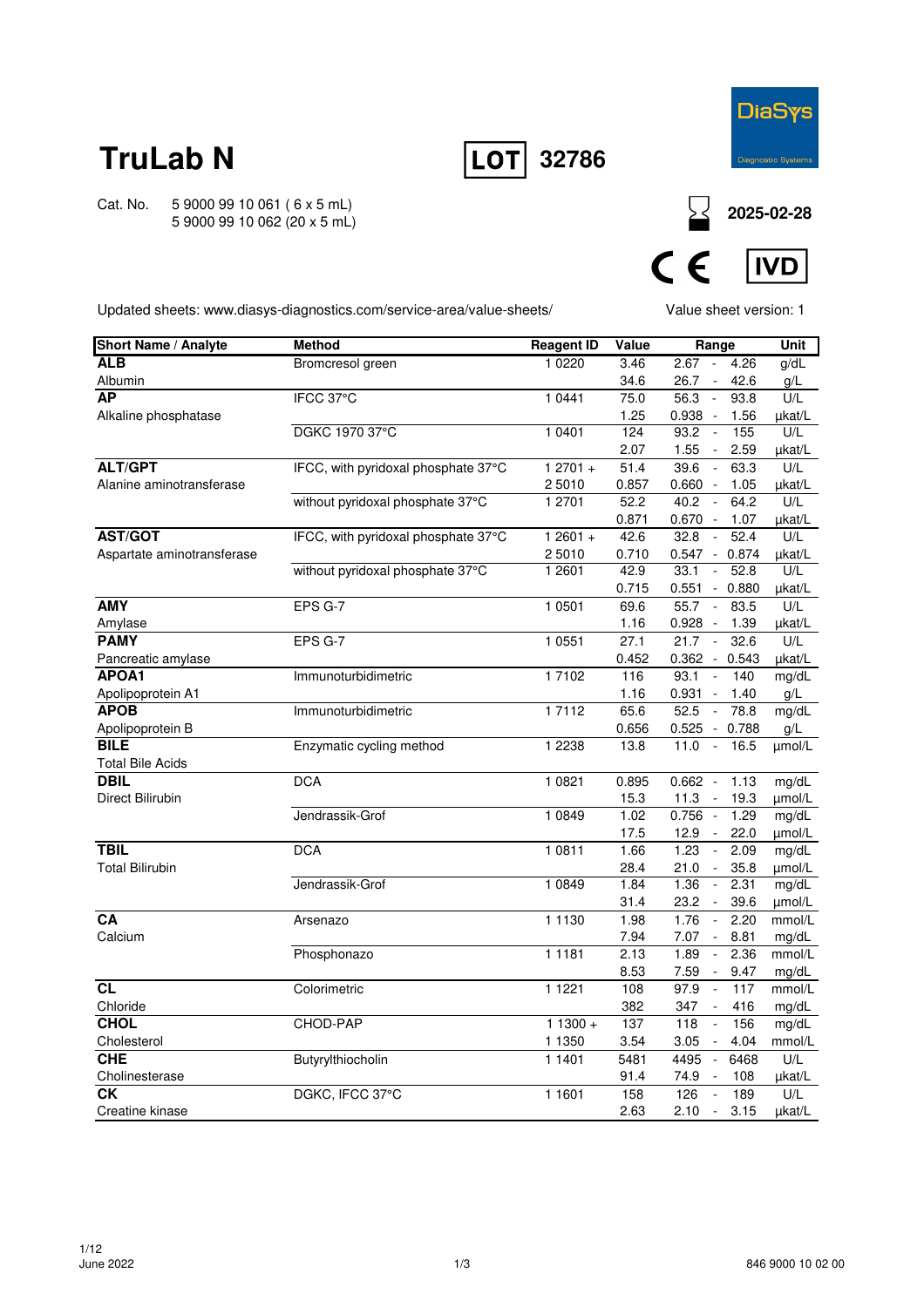# TruLab N

**LOT 32786**

DiaSys Diagnostic Systems

Cat. No. 5 9000 99 10 061 ( 6 x 5 mL)
5 9000 99 10 062 (20 x 5 mL)

2025-02-28

CE IVD

Updated sheets: www.diasys-diagnostics.com/service-area/value-sheets/

Value sheet version: 1

| Short Name / Analyte | Method | Reagent ID | Value | Range | Unit |
|---|---|---|---|---|---|
| **ALB** | Bromcresol green | 1 0220 | 3.46 | 2.67 - 4.26 | g/dL |
| Albumin | | | 34.6 | 26.7 - 42.6 | g/L |
| **AP** | IFCC 37°C | 1 0441 | 75.0 | 56.3 - 93.8 | U/L |
| Alkaline phosphatase | | | 1.25 | 0.938 - 1.56 | µkat/L |
| | DGKC 1970 37°C | 1 0401 | 124 | 93.2 - 155 | U/L |
| | | | 2.07 | 1.55 - 2.59 | µkat/L |
| **ALT/GPT** | IFCC, with pyridoxal phosphate 37°C | 1 2701 + | 51.4 | 39.6 - 63.3 | U/L |
| Alanine aminotransferase | | 2 5010 | 0.857 | 0.660 - 1.05 | µkat/L |
| | without pyridoxal phosphate 37°C | 1 2701 | 52.2 | 40.2 - 64.2 | U/L |
| | | | 0.871 | 0.670 - 1.07 | µkat/L |
| **AST/GOT** | IFCC, with pyridoxal phosphate 37°C | 1 2601 + | 42.6 | 32.8 - 52.4 | U/L |
| Aspartate aminotransferase | | 2 5010 | 0.710 | 0.547 - 0.874 | µkat/L |
| | without pyridoxal phosphate 37°C | 1 2601 | 42.9 | 33.1 - 52.8 | U/L |
| | | | 0.715 | 0.551 - 0.880 | µkat/L |
| **AMY** | EPS G-7 | 1 0501 | 69.6 | 55.7 - 83.5 | U/L |
| Amylase | | | 1.16 | 0.928 - 1.39 | µkat/L |
| **PAMY** | EPS G-7 | 1 0551 | 27.1 | 21.7 - 32.6 | U/L |
| Pancreatic amylase | | | 0.452 | 0.362 - 0.543 | µkat/L |
| **APOA1** | Immunoturbidimetric | 1 7102 | 116 | 93.1 - 140 | mg/dL |
| Apolipoprotein A1 | | | 1.16 | 0.931 - 1.40 | g/L |
| **APOB** | Immunoturbidimetric | 1 7112 | 65.6 | 52.5 - 78.8 | mg/dL |
| Apolipoprotein B | | | 0.656 | 0.525 - 0.788 | g/L |
| **BILE** | Enzymatic cycling method | 1 2238 | 13.8 | 11.0 - 16.5 | µmol/L |
| Total Bile Acids | | | | | |
| **DBIL** | DCA | 1 0821 | 0.895 | 0.662 - 1.13 | mg/dL |
| Direct Bilirubin | | | 15.3 | 11.3 - 19.3 | µmol/L |
| | Jendrassik-Grof | 1 0849 | 1.02 | 0.756 - 1.29 | mg/dL |
| | | | 17.5 | 12.9 - 22.0 | µmol/L |
| **TBIL** | DCA | 1 0811 | 1.66 | 1.23 - 2.09 | mg/dL |
| Total Bilirubin | | | 28.4 | 21.0 - 35.8 | µmol/L |
| | Jendrassik-Grof | 1 0849 | 1.84 | 1.36 - 2.31 | mg/dL |
| | | | 31.4 | 23.2 - 39.6 | µmol/L |
| **CA** | Arsenazo | 1 1130 | 1.98 | 1.76 - 2.20 | mmol/L |
| Calcium | | | 7.94 | 7.07 - 8.81 | mg/dL |
| | Phosphonazo | 1 1181 | 2.13 | 1.89 - 2.36 | mmol/L |
| | | | 8.53 | 7.59 - 9.47 | mg/dL |
| **CL** | Colorimetric | 1 1221 | 108 | 97.9 - 117 | mmol/L |
| Chloride | | | 382 | 347 - 416 | mg/dL |
| **CHOL** | CHOD-PAP | 1 1300 + | 137 | 118 - 156 | mg/dL |
| Cholesterol | | 1 1350 | 3.54 | 3.05 - 4.04 | mmol/L |
| **CHE** | Butyrylthiocholin | 1 1401 | 5481 | 4495 - 6468 | U/L |
| Cholinesterase | | | 91.4 | 74.9 - 108 | µkat/L |
| **CK** | DGKC, IFCC 37°C | 1 1601 | 158 | 126 - 189 | U/L |
| Creatine kinase | | | 2.63 | 2.10 - 3.15 | µkat/L |

June 2022

846 9000 10 02 00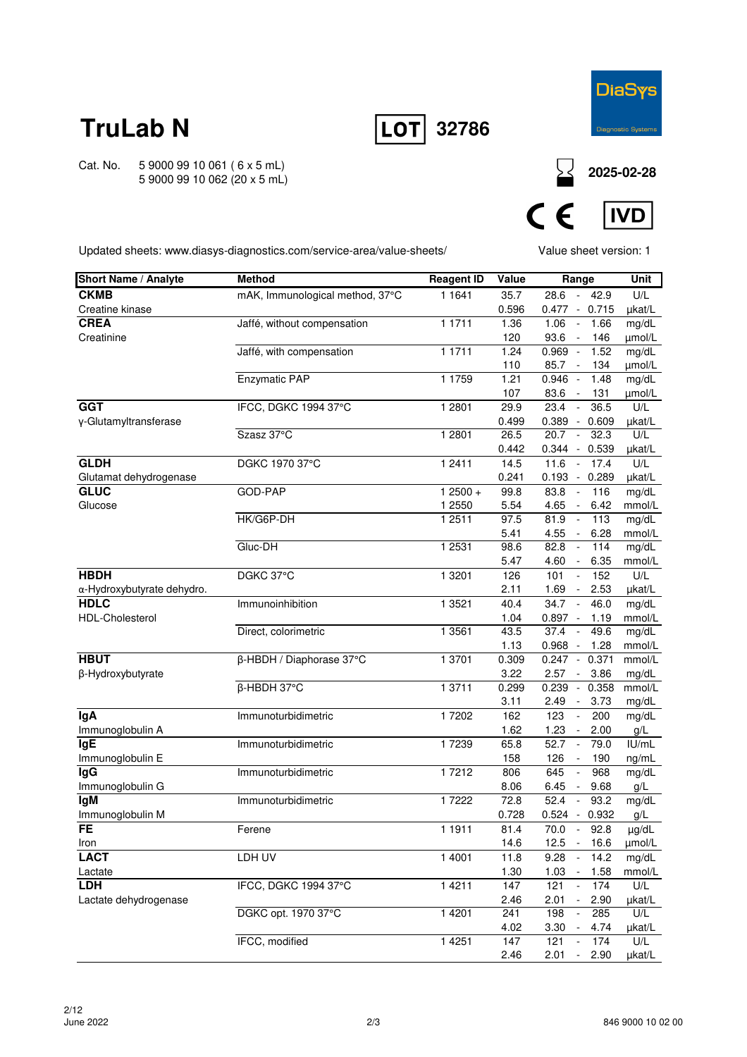# TruLab N

LOT 32786

DiaSys Diagnostic Systems

Cat. No. 5 9000 99 10 061 ( 6 x 5 mL)
5 9000 99 10 062 (20 x 5 mL)

2025-02-28

CE IVD

Updated sheets: www.diasys-diagnostics.com/service-area/value-sheets/

Value sheet version: 1

| Short Name / Analyte | Method | Reagent ID | Value | Range | Unit |
|---|---|---|---|---|---|
| **CKMB** | mAK, Immunological method, 37°C | 1 1641 | 35.7 | 28.6 - 42.9 | U/L |
| Creatine kinase | | | 0.596 | 0.477 - 0.715 | µkat/L |
| **CREA** | Jaffé, without compensation | 1 1711 | 1.36 | 1.06 - 1.66 | mg/dL |
| Creatinine | | | 120 | 93.6 - 146 | µmol/L |
| | Jaffé, with compensation | 1 1711 | 1.24 | 0.969 - 1.52 | mg/dL |
| | | | 110 | 85.7 - 134 | µmol/L |
| | Enzymatic PAP | 1 1759 | 1.21 | 0.946 - 1.48 | mg/dL |
| | | | 107 | 83.6 - 131 | µmol/L |
| **GGT** | IFCC, DGKC 1994 37°C | 1 2801 | 29.9 | 23.4 - 36.5 | U/L |
| γ-Glutamyltransferase | | | 0.499 | 0.389 - 0.609 | µkat/L |
| | Szasz 37°C | 1 2801 | 26.5 | 20.7 - 32.3 | U/L |
| | | | 0.442 | 0.344 - 0.539 | µkat/L |
| **GLDH** | DGKC 1970 37°C | 1 2411 | 14.5 | 11.6 - 17.4 | U/L |
| Glutamat dehydrogenase | | | 0.241 | 0.193 - 0.289 | µkat/L |
| **GLUC** | GOD-PAP | 1 2500 + | 99.8 | 83.8 - 116 | mg/dL |
| Glucose | | 1 2550 | 5.54 | 4.65 - 6.42 | mmol/L |
| | HK/G6P-DH | 1 2511 | 97.5 | 81.9 - 113 | mg/dL |
| | | | 5.41 | 4.55 - 6.28 | mmol/L |
| | Gluc-DH | 1 2531 | 98.6 | 82.8 - 114 | mg/dL |
| | | | 5.47 | 4.60 - 6.35 | mmol/L |
| **HBDH** | DGKC 37°C | 1 3201 | 126 | 101 - 152 | U/L |
| α-Hydroxybutyrate dehydro. | | | 2.11 | 1.69 - 2.53 | µkat/L |
| **HDLC** | Immunoinhibition | 1 3521 | 40.4 | 34.7 - 46.0 | mg/dL |
| HDL-Cholesterol | | | 1.04 | 0.897 - 1.19 | mmol/L |
| | Direct, colorimetric | 1 3561 | 43.5 | 37.4 - 49.6 | mg/dL |
| | | | 1.13 | 0.968 - 1.28 | mmol/L |
| **HBUT** | β-HBDH / Diaphorase 37°C | 1 3701 | 0.309 | 0.247 - 0.371 | mmol/L |
| β-Hydroxybutyrate | | | 3.22 | 2.57 - 3.86 | mg/dL |
| | β-HBDH 37°C | 1 3711 | 0.299 | 0.239 - 0.358 | mmol/L |
| | | | 3.11 | 2.49 - 3.73 | mg/dL |
| **IgA** | Immunoturbidimetric | 1 7202 | 162 | 123 - 200 | mg/dL |
| Immunoglobulin A | | | 1.62 | 1.23 - 2.00 | g/L |
| **IgE** | Immunoturbidimetric | 1 7239 | 65.8 | 52.7 - 79.0 | IU/mL |
| Immunoglobulin E | | | 158 | 126 - 190 | ng/mL |
| **IgG** | Immunoturbidimetric | 1 7212 | 806 | 645 - 968 | mg/dL |
| Immunoglobulin G | | | 8.06 | 6.45 - 9.68 | g/L |
| **IgM** | Immunoturbidimetric | 1 7222 | 72.8 | 52.4 - 93.2 | mg/dL |
| Immunoglobulin M | | | 0.728 | 0.524 - 0.932 | g/L |
| **FE** | Ferene | 1 1911 | 81.4 | 70.0 - 92.8 | µg/dL |
| Iron | | | 14.6 | 12.5 - 16.6 | µmol/L |
| **LACT** | LDH UV | 1 4001 | 11.8 | 9.28 - 14.2 | mg/dL |
| Lactate | | | 1.30 | 1.03 - 1.58 | mmol/L |
| **LDH** | IFCC, DGKC 1994 37°C | 1 4211 | 147 | 121 - 174 | U/L |
| Lactate dehydrogenase | | | 2.46 | 2.01 - 2.90 | µkat/L |
| | DGKC opt. 1970 37°C | 1 4201 | 241 | 198 - 285 | U/L |
| | | | 4.02 | 3.30 - 4.74 | µkat/L |
| | IFCC, modified | 1 4251 | 147 | 121 - 174 | U/L |
| | | | 2.46 | 2.01 - 2.90 | µkat/L |

June 2022

846 9000 10 02 00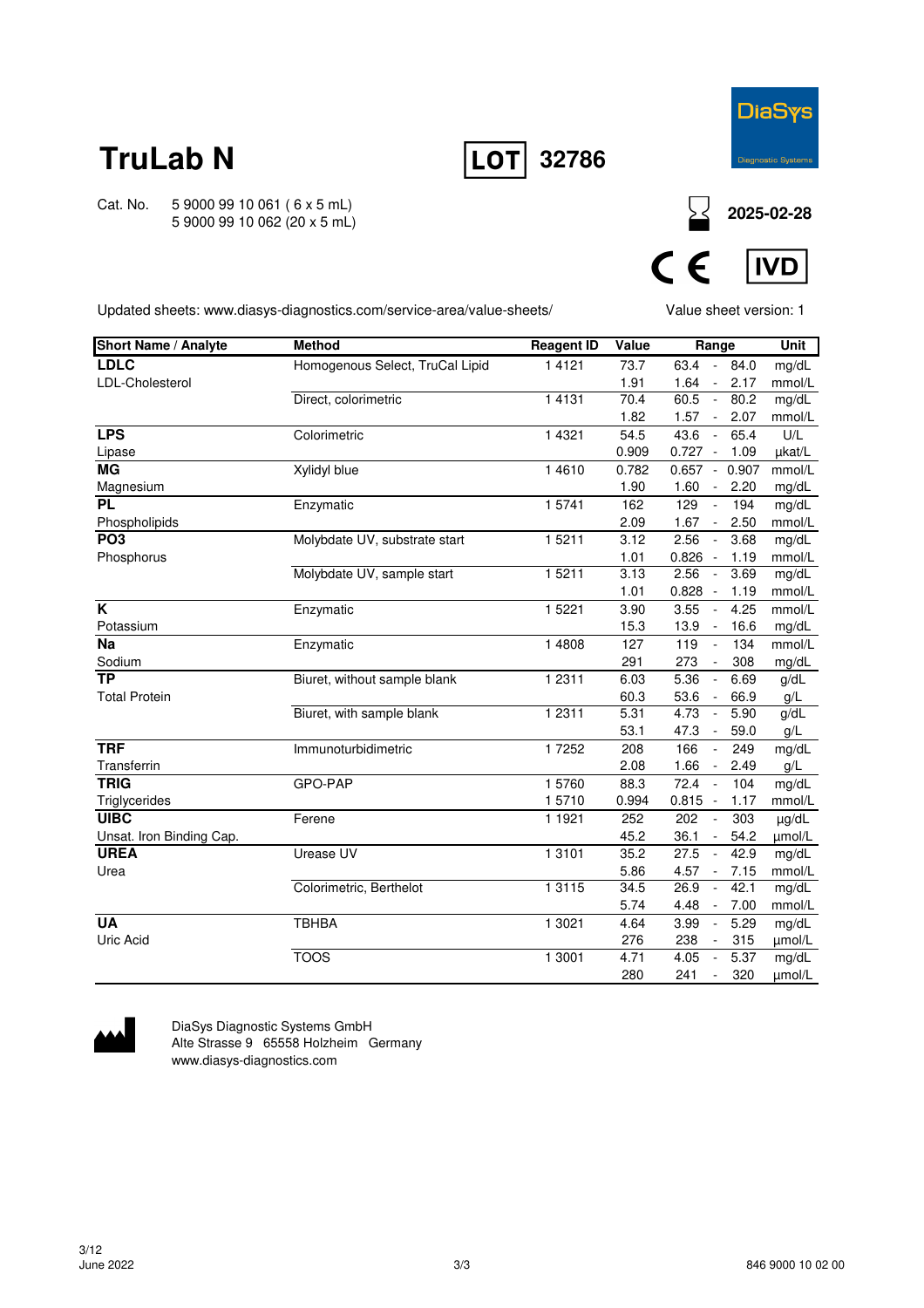# TruLab N

**LOT** 32786

Cat. No. 5 9000 99 10 061 ( 6 x 5 mL)
5 9000 99 10 062 (20 x 5 mL)

2025-02-28

CE IVD

Updated sheets: www.diasys-diagnostics.com/service-area/value-sheets/

Value sheet version: 1

| Short Name / Analyte | Method | Reagent ID | Value | Range | Unit |
|---|---|---|---|---|---|
| **LDLC** | Homogenous Select, TruCal Lipid | 1 4121 | 73.7 | 63.4 - 84.0 | mg/dL |
| LDL-Cholesterol | | | 1.91 | 1.64 - 2.17 | mmol/L |
| | Direct, colorimetric | 1 4131 | 70.4 | 60.5 - 80.2 | mg/dL |
| | | | 1.82 | 1.57 - 2.07 | mmol/L |
| **LPS** | Colorimetric | 1 4321 | 54.5 | 43.6 - 65.4 | U/L |
| Lipase | | | 0.909 | 0.727 - 1.09 | µkat/L |
| **MG** | Xylidyl blue | 1 4610 | 0.782 | 0.657 - 0.907 | mmol/L |
| Magnesium | | | 1.90 | 1.60 - 2.20 | mg/dL |
| **PL** | Enzymatic | 1 5741 | 162 | 129 - 194 | mg/dL |
| Phospholipids | | | 2.09 | 1.67 - 2.50 | mmol/L |
| **PO3** | Molybdate UV, substrate start | 1 5211 | 3.12 | 2.56 - 3.68 | mg/dL |
| Phosphorus | | | 1.01 | 0.826 - 1.19 | mmol/L |
| | Molybdate UV, sample start | 1 5211 | 3.13 | 2.56 - 3.69 | mg/dL |
| | | | 1.01 | 0.828 - 1.19 | mmol/L |
| **K** | Enzymatic | 1 5221 | 3.90 | 3.55 - 4.25 | mmol/L |
| Potassium | | | 15.3 | 13.9 - 16.6 | mg/dL |
| **Na** | Enzymatic | 1 4808 | 127 | 119 - 134 | mmol/L |
| Sodium | | | 291 | 273 - 308 | mg/dL |
| **TP** | Biuret, without sample blank | 1 2311 | 6.03 | 5.36 - 6.69 | g/dL |
| Total Protein | | | 60.3 | 53.6 - 66.9 | g/L |
| | Biuret, with sample blank | 1 2311 | 5.31 | 4.73 - 5.90 | g/dL |
| | | | 53.1 | 47.3 - 59.0 | g/L |
| **TRF** | Immunoturbidimetric | 1 7252 | 208 | 166 - 249 | mg/dL |
| Transferrin | | | 2.08 | 1.66 - 2.49 | g/L |
| **TRIG** | GPO-PAP | 1 5760 | 88.3 | 72.4 - 104 | mg/dL |
| Triglycerides | | 1 5710 | 0.994 | 0.815 - 1.17 | mmol/L |
| **UIBC** | Ferene | 1 1921 | 252 | 202 - 303 | µg/dL |
| Unsat. Iron Binding Cap. | | | 45.2 | 36.1 - 54.2 | µmol/L |
| **UREA** | Urease UV | 1 3101 | 35.2 | 27.5 - 42.9 | mg/dL |
| Urea | | | 5.86 | 4.57 - 7.15 | mmol/L |
| | Colorimetric, Berthelot | 1 3115 | 34.5 | 26.9 - 42.1 | mg/dL |
| | | | 5.74 | 4.48 - 7.00 | mmol/L |
| **UA** | TBHBA | 1 3021 | 4.64 | 3.99 - 5.29 | mg/dL |
| Uric Acid | | | 276 | 238 - 315 | µmol/L |
| | TOOS | 1 3001 | 4.71 | 4.05 - 5.37 | mg/dL |
| | | | 280 | 241 - 320 | µmol/L |

DiaSys Diagnostic Systems GmbH
Alte Strasse 9 65558 Holzheim Germany
www.diasys-diagnostics.com

3/12
June 2022

846 9000 10 02 00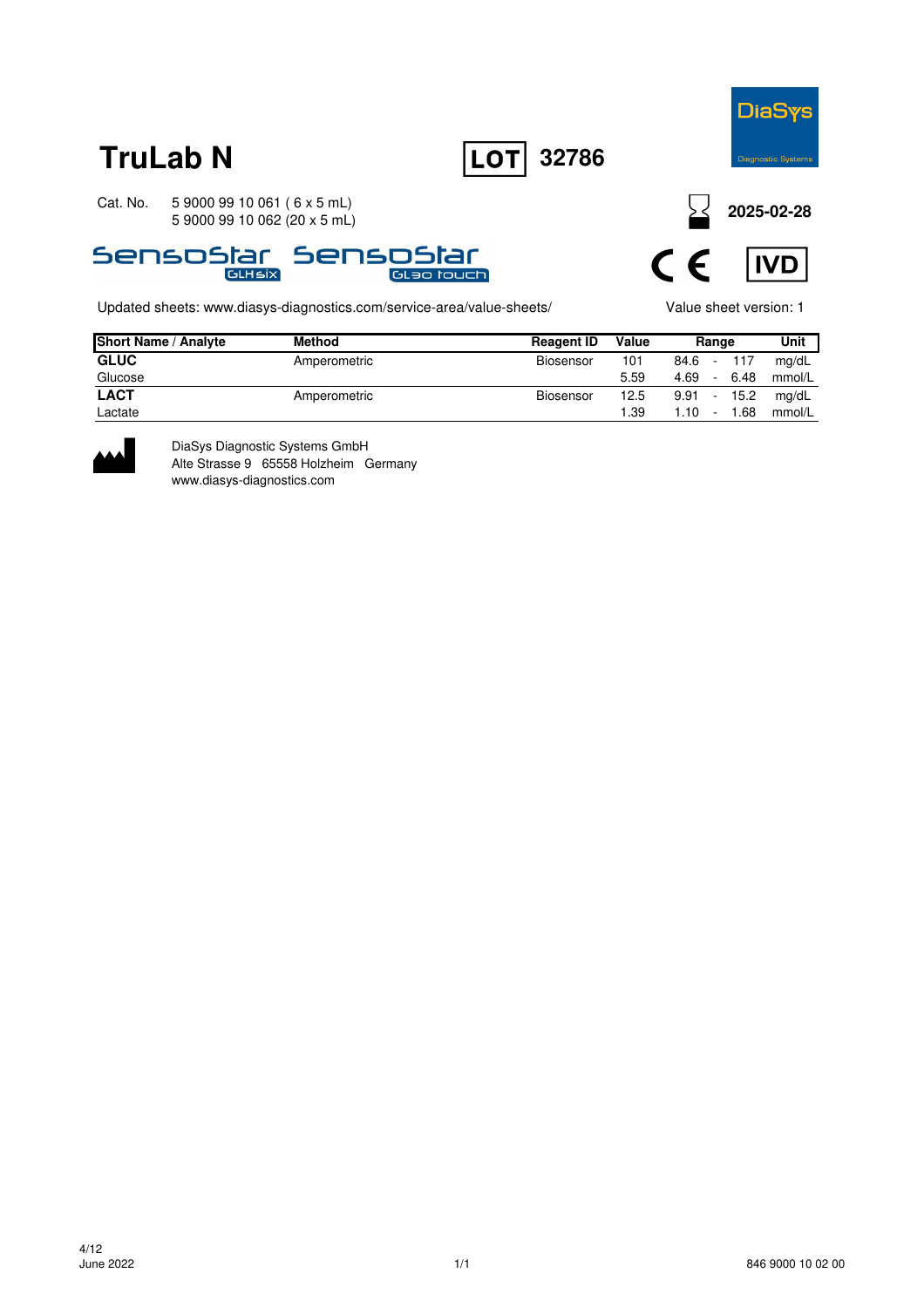# TruLab N

**LOT 32786**

DiaSys
Diagnostic Systems

Cat. No. 5 9000 99 10 061 ( 6 x 5 mL)
5 9000 99 10 062 (20 x 5 mL)

**2025-02-28**

SensoStar GLHsix SensoStar GL30 touch

CE IVD

Updated sheets: www.diasys-diagnostics.com/service-area/value-sheets/

Value sheet version: 1

| Short Name / Analyte | Method | Reagent ID | Value | Range | Unit |
|---|---|---|---|---|---|
| **GLUC** | Amperometric | Biosensor | 101 | 84.6 - 117 | mg/dL |
| Glucose | | | 5.59 | 4.69 - 6.48 | mmol/L |
| **LACT** | Amperometric | Biosensor | 12.5 | 9.91 - 15.2 | mg/dL |
| Lactate | | | 1.39 | 1.10 - 1.68 | mmol/L |

DiaSys Diagnostic Systems GmbH
Alte Strasse 9 65558 Holzheim Germany
www.diasys-diagnostics.com

June 2022

846 9000 10 02 00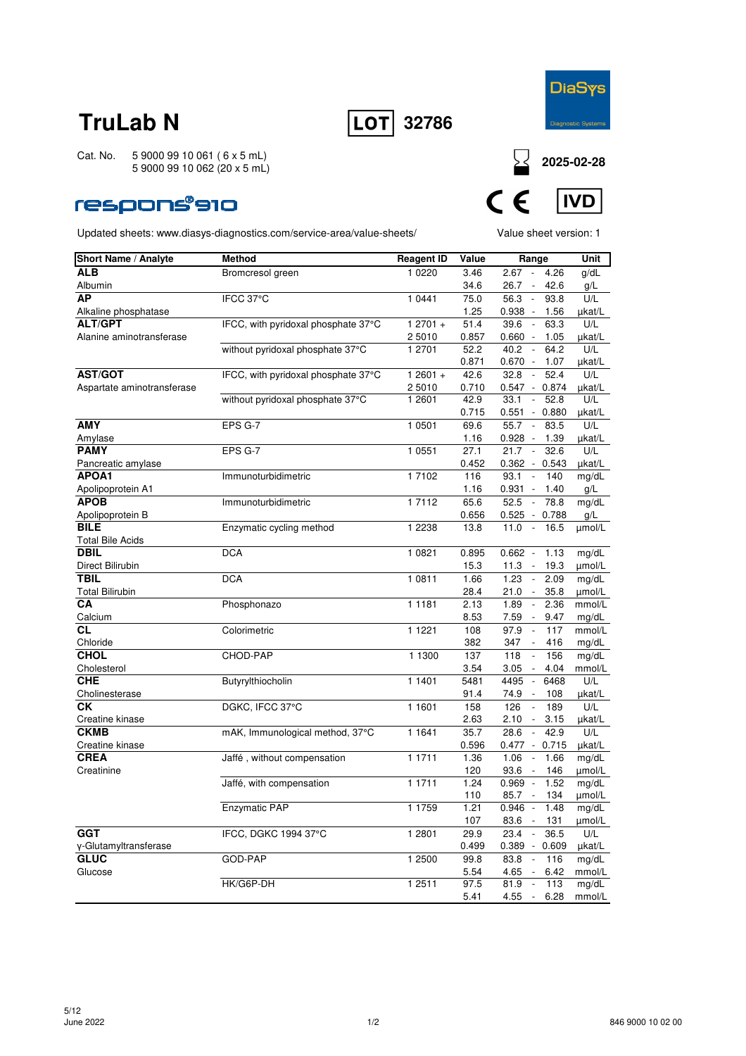# TruLab N

**LOT** 32786

Cat. No. 5 9000 99 10 061 ( 6 x 5 mL)
5 9000 99 10 062 (20 x 5 mL)

**2025-02-28**

respons®910

Updated sheets: www.diasys-diagnostics.com/service-area/value-sheets/

Value sheet version: 1

| Short Name / Analyte | Method | Reagent ID | Value | Range | Unit |
|---|---|---|---|---|---|
| **ALB** | Bromcresol green | 1 0220 | 3.46 | 2.67 - 4.26 | g/dL |
| Albumin | | | 34.6 | 26.7 - 42.6 | g/L |
| **AP** | IFCC 37°C | 1 0441 | 75.0 | 56.3 - 93.8 | U/L |
| Alkaline phosphatase | | | 1.25 | 0.938 - 1.56 | µkat/L |
| **ALT/GPT** | IFCC, with pyridoxal phosphate 37°C | 1 2701 + | 51.4 | 39.6 - 63.3 | U/L |
| Alanine aminotransferase | | 2 5010 | 0.857 | 0.660 - 1.05 | µkat/L |
| | without pyridoxal phosphate 37°C | 1 2701 | 52.2 | 40.2 - 64.2 | U/L |
| | | | 0.871 | 0.670 - 1.07 | µkat/L |
| **AST/GOT** | IFCC, with pyridoxal phosphate 37°C | 1 2601 + | 42.6 | 32.8 - 52.4 | U/L |
| Aspartate aminotransferase | | 2 5010 | 0.710 | 0.547 - 0.874 | µkat/L |
| | without pyridoxal phosphate 37°C | 1 2601 | 42.9 | 33.1 - 52.8 | U/L |
| | | | 0.715 | 0.551 - 0.880 | µkat/L |
| **AMY** | EPS G-7 | 1 0501 | 69.6 | 55.7 - 83.5 | U/L |
| Amylase | | | 1.16 | 0.928 - 1.39 | µkat/L |
| **PAMY** | EPS G-7 | 1 0551 | 27.1 | 21.7 - 32.6 | U/L |
| Pancreatic amylase | | | 0.452 | 0.362 - 0.543 | µkat/L |
| **APOA1** | Immunoturbidimetric | 1 7102 | 116 | 93.1 - 140 | mg/dL |
| Apolipoprotein A1 | | | 1.16 | 0.931 - 1.40 | g/L |
| **APOB** | Immunoturbidimetric | 1 7112 | 65.6 | 52.5 - 78.8 | mg/dL |
| Apolipoprotein B | | | 0.656 | 0.525 - 0.788 | g/L |
| **BILE** | Enzymatic cycling method | 1 2238 | 13.8 | 11.0 - 16.5 | µmol/L |
| Total Bile Acids | | | | | |
| **DBIL** | DCA | 1 0821 | 0.895 | 0.662 - 1.13 | mg/dL |
| Direct Bilirubin | | | 15.3 | 11.3 - 19.3 | µmol/L |
| **TBIL** | DCA | 1 0811 | 1.66 | 1.23 - 2.09 | mg/dL |
| Total Bilirubin | | | 28.4 | 21.0 - 35.8 | µmol/L |
| **CA** | Phosphonazo | 1 1181 | 2.13 | 1.89 - 2.36 | mmol/L |
| Calcium | | | 8.53 | 7.59 - 9.47 | mg/dL |
| **CL** | Colorimetric | 1 1221 | 108 | 97.9 - 117 | mmol/L |
| Chloride | | | 382 | 347 - 416 | mg/dL |
| **CHOL** | CHOD-PAP | 1 1300 | 137 | 118 - 156 | mg/dL |
| Cholesterol | | | 3.54 | 3.05 - 4.04 | mmol/L |
| **CHE** | Butyrylthiocholin | 1 1401 | 5481 | 4495 - 6468 | U/L |
| Cholinesterase | | | 91.4 | 74.9 - 108 | µkat/L |
| **CK** | DGKC, IFCC 37°C | 1 1601 | 158 | 126 - 189 | U/L |
| Creatine kinase | | | 2.63 | 2.10 - 3.15 | µkat/L |
| **CKMB** | mAK, Immunological method, 37°C | 1 1641 | 35.7 | 28.6 - 42.9 | U/L |
| Creatine kinase | | | 0.596 | 0.477 - 0.715 | µkat/L |
| **CREA** | Jaffé , without compensation | 1 1711 | 1.36 | 1.06 - 1.66 | mg/dL |
| Creatinine | | | 120 | 93.6 - 146 | µmol/L |
| | Jaffé, with compensation | 1 1711 | 1.24 | 0.969 - 1.52 | mg/dL |
| | | | 110 | 85.7 - 134 | µmol/L |
| | Enzymatic PAP | 1 1759 | 1.21 | 0.946 - 1.48 | mg/dL |
| | | | 107 | 83.6 - 131 | µmol/L |
| **GGT** | IFCC, DGKC 1994 37°C | 1 2801 | 29.9 | 23.4 - 36.5 | U/L |
| γ-Glutamyltransferase | | | 0.499 | 0.389 - 0.609 | µkat/L |
| **GLUC** | GOD-PAP | 1 2500 | 99.8 | 83.8 - 116 | mg/dL |
| Glucose | | | 5.54 | 4.65 - 6.42 | mmol/L |
| | HK/G6P-DH | 1 2511 | 97.5 | 81.9 - 113 | mg/dL |
| | | | 5.41 | 4.55 - 6.28 | mmol/L |

June 2022

846 9000 10 02 00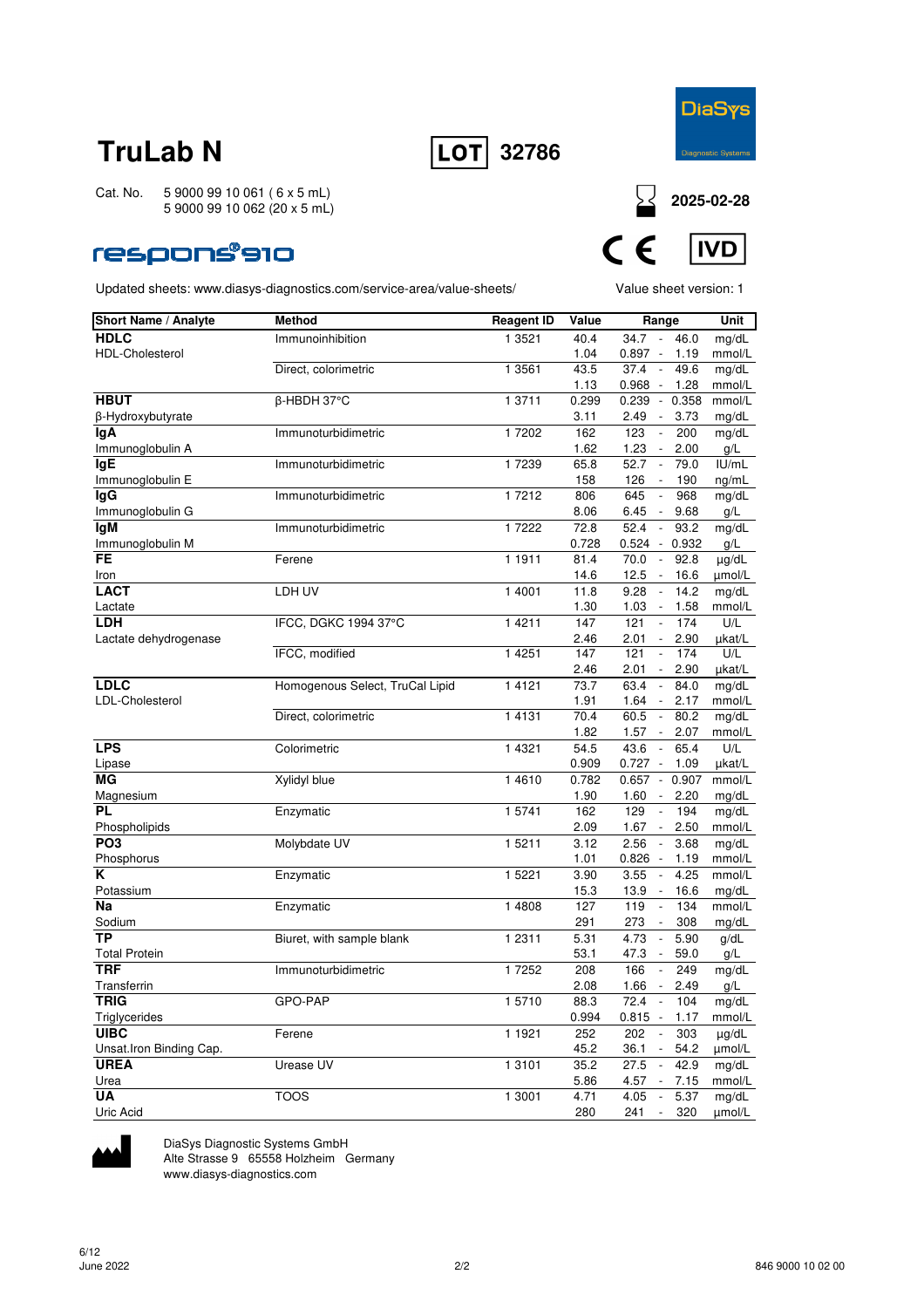# TruLab N

**LOT** 32786

DiaSys Diagnostic Systems

Cat. No. 5 9000 99 10 061 ( 6 x 5 mL)
5 9000 99 10 062 (20 x 5 mL)

2025-02-28

respons®910

CE IVD

Updated sheets: www.diasys-diagnostics.com/service-area/value-sheets/

Value sheet version: 1

| Short Name / Analyte | Method | Reagent ID | Value | Range | Unit |
|---|---|---|---|---|---|
| **HDLC** | Immunoinhibition | 1 3521 | 40.4 | 34.7 - 46.0 | mg/dL |
| HDL-Cholesterol | | | 1.04 | 0.897 - 1.19 | mmol/L |
| | Direct, colorimetric | 1 3561 | 43.5 | 37.4 - 49.6 | mg/dL |
| | | | 1.13 | 0.968 - 1.28 | mmol/L |
| **HBUT** | β-HBDH 37°C | 1 3711 | 0.299 | 0.239 - 0.358 | mmol/L |
| β-Hydroxybutyrate | | | 3.11 | 2.49 - 3.73 | mg/dL |
| **IgA** | Immunoturbidimetric | 1 7202 | 162 | 123 - 200 | mg/dL |
| Immunoglobulin A | | | 1.62 | 1.23 - 2.00 | g/L |
| **IgE** | Immunoturbidimetric | 1 7239 | 65.8 | 52.7 - 79.0 | IU/mL |
| Immunoglobulin E | | | 158 | 126 - 190 | ng/mL |
| **IgG** | Immunoturbidimetric | 1 7212 | 806 | 645 - 968 | mg/dL |
| Immunoglobulin G | | | 8.06 | 6.45 - 9.68 | g/L |
| **IgM** | Immunoturbidimetric | 1 7222 | 72.8 | 52.4 - 93.2 | mg/dL |
| Immunoglobulin M | | | 0.728 | 0.524 - 0.932 | g/L |
| **FE** | Ferene | 1 1911 | 81.4 | 70.0 - 92.8 | µg/dL |
| Iron | | | 14.6 | 12.5 - 16.6 | µmol/L |
| **LACT** | LDH UV | 1 4001 | 11.8 | 9.28 - 14.2 | mg/dL |
| Lactate | | | 1.30 | 1.03 - 1.58 | mmol/L |
| **LDH** | IFCC, DGKC 1994 37°C | 1 4211 | 147 | 121 - 174 | U/L |
| Lactate dehydrogenase | | | 2.46 | 2.01 - 2.90 | µkat/L |
| | IFCC, modified | 1 4251 | 147 | 121 - 174 | U/L |
| | | | 2.46 | 2.01 - 2.90 | µkat/L |
| **LDLC** | Homogenous Select, TruCal Lipid | 1 4121 | 73.7 | 63.4 - 84.0 | mg/dL |
| LDL-Cholesterol | | | 1.91 | 1.64 - 2.17 | mmol/L |
| | Direct, colorimetric | 1 4131 | 70.4 | 60.5 - 80.2 | mg/dL |
| | | | 1.82 | 1.57 - 2.07 | mmol/L |
| **LPS** | Colorimetric | 1 4321 | 54.5 | 43.6 - 65.4 | U/L |
| Lipase | | | 0.909 | 0.727 - 1.09 | µkat/L |
| **MG** | Xylidyl blue | 1 4610 | 0.782 | 0.657 - 0.907 | mmol/L |
| Magnesium | | | 1.90 | 1.60 - 2.20 | mg/dL |
| **PL** | Enzymatic | 1 5741 | 162 | 129 - 194 | mg/dL |
| Phospholipids | | | 2.09 | 1.67 - 2.50 | mmol/L |
| **PO3** | Molybdate UV | 1 5211 | 3.12 | 2.56 - 3.68 | mg/dL |
| Phosphorus | | | 1.01 | 0.826 - 1.19 | mmol/L |
| **K** | Enzymatic | 1 5221 | 3.90 | 3.55 - 4.25 | mmol/L |
| Potassium | | | 15.3 | 13.9 - 16.6 | mg/dL |
| **Na** | Enzymatic | 1 4808 | 127 | 119 - 134 | mmol/L |
| Sodium | | | 291 | 273 - 308 | mg/dL |
| **TP** | Biuret, with sample blank | 1 2311 | 5.31 | 4.73 - 5.90 | g/dL |
| Total Protein | | | 53.1 | 47.3 - 59.0 | g/L |
| **TRF** | Immunoturbidimetric | 1 7252 | 208 | 166 - 249 | mg/dL |
| Transferrin | | | 2.08 | 1.66 - 2.49 | g/L |
| **TRIG** | GPO-PAP | 1 5710 | 88.3 | 72.4 - 104 | mg/dL |
| Triglycerides | | | 0.994 | 0.815 - 1.17 | mmol/L |
| **UIBC** | Ferene | 1 1921 | 252 | 202 - 303 | µg/dL |
| Unsat.Iron Binding Cap. | | | 45.2 | 36.1 - 54.2 | µmol/L |
| **UREA** | Urease UV | 1 3101 | 35.2 | 27.5 - 42.9 | mg/dL |
| Urea | | | 5.86 | 4.57 - 7.15 | mmol/L |
| **UA** | TOOS | 1 3001 | 4.71 | 4.05 - 5.37 | mg/dL |
| Uric Acid | | | 280 | 241 - 320 | µmol/L |

DiaSys Diagnostic Systems GmbH
Alte Strasse 9 65558 Holzheim Germany
www.diasys-diagnostics.com

June 2022

846 9000 10 02 00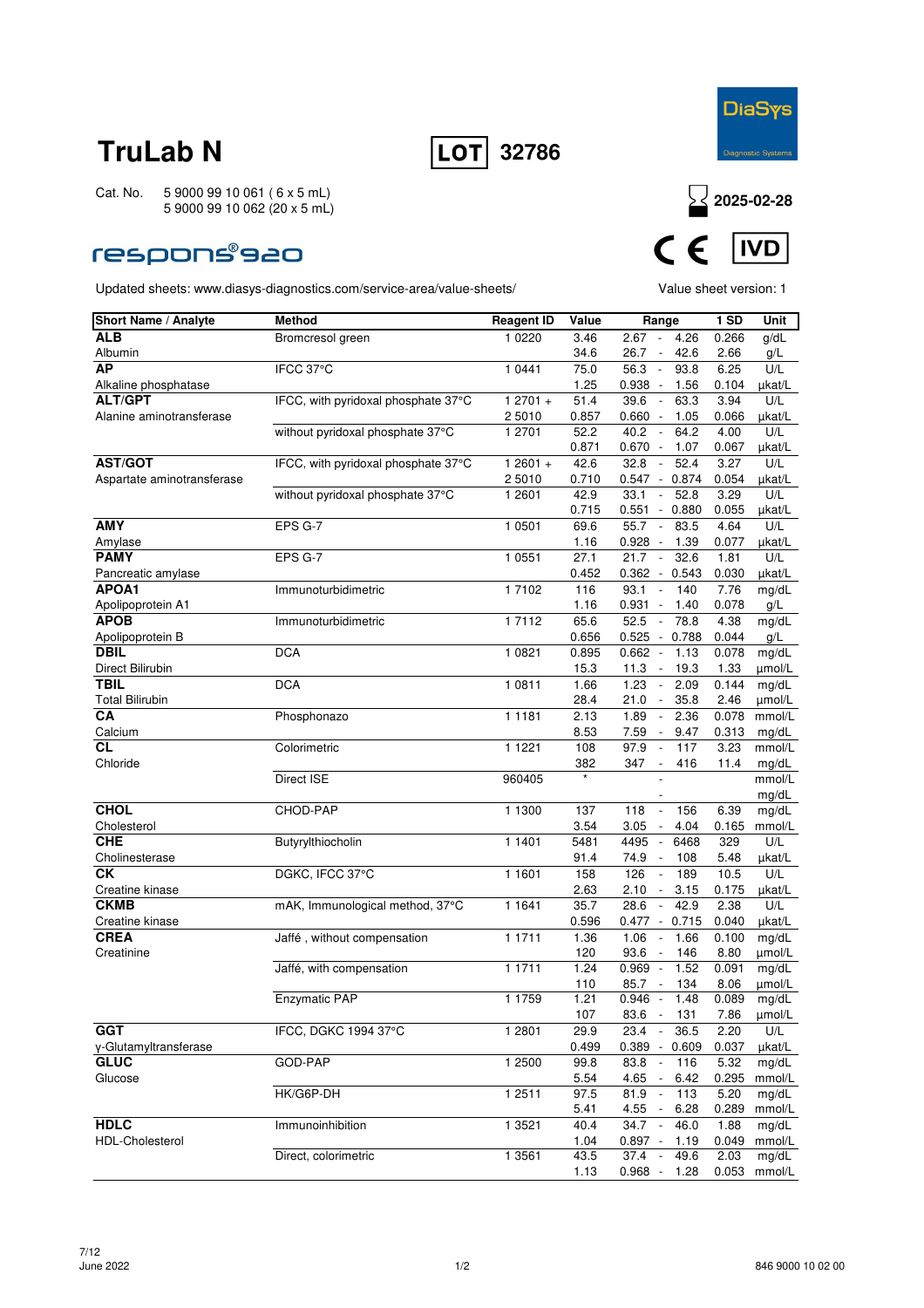# TruLab N

**LOT** 32786

Cat. No. 5 9000 99 10 061 ( 6 x 5 mL)
5 9000 99 10 062 (20 x 5 mL)

2025-02-28

respons®920

CE IVD

Updated sheets: www.diasys-diagnostics.com/service-area/value-sheets/

Value sheet version: 1

| Short Name / Analyte | Method | Reagent ID | Value | Range | 1 SD | Unit |
|---|---|---|---|---|---|---|
| **ALB** | Bromcresol green | 1 0220 | 3.46 | 2.67 - 4.26 | 0.266 | g/dL |
| Albumin | | | 34.6 | 26.7 - 42.6 | 2.66 | g/L |
| **AP** | IFCC 37°C | 1 0441 | 75.0 | 56.3 - 93.8 | 6.25 | U/L |
| Alkaline phosphatase | | | 1.25 | 0.938 - 1.56 | 0.104 | µkat/L |
| **ALT/GPT** | IFCC, with pyridoxal phosphate 37°C | 1 2701 + | 51.4 | 39.6 - 63.3 | 3.94 | U/L |
| Alanine aminotransferase | | 2 5010 | 0.857 | 0.660 - 1.05 | 0.066 | µkat/L |
| | without pyridoxal phosphate 37°C | 1 2701 | 52.2 | 40.2 - 64.2 | 4.00 | U/L |
| | | | 0.871 | 0.670 - 1.07 | 0.067 | µkat/L |
| **AST/GOT** | IFCC, with pyridoxal phosphate 37°C | 1 2601 + | 42.6 | 32.8 - 52.4 | 3.27 | U/L |
| Aspartate aminotransferase | | 2 5010 | 0.710 | 0.547 - 0.874 | 0.054 | µkat/L |
| | without pyridoxal phosphate 37°C | 1 2601 | 42.9 | 33.1 - 52.8 | 3.29 | U/L |
| | | | 0.715 | 0.551 - 0.880 | 0.055 | µkat/L |
| **AMY** | EPS G-7 | 1 0501 | 69.6 | 55.7 - 83.5 | 4.64 | U/L |
| Amylase | | | 1.16 | 0.928 - 1.39 | 0.077 | µkat/L |
| **PAMY** | EPS G-7 | 1 0551 | 27.1 | 21.7 - 32.6 | 1.81 | U/L |
| Pancreatic amylase | | | 0.452 | 0.362 - 0.543 | 0.030 | µkat/L |
| **APOA1** | Immunoturbidimetric | 1 7102 | 116 | 93.1 - 140 | 7.76 | mg/dL |
| Apolipoprotein A1 | | | 1.16 | 0.931 - 1.40 | 0.078 | g/L |
| **APOB** | Immunoturbidimetric | 1 7112 | 65.6 | 52.5 - 78.8 | 4.38 | mg/dL |
| Apolipoprotein B | | | 0.656 | 0.525 - 0.788 | 0.044 | g/L |
| **DBIL** | DCA | 1 0821 | 0.895 | 0.662 - 1.13 | 0.078 | mg/dL |
| Direct Bilirubin | | | 15.3 | 11.3 - 19.3 | 1.33 | µmol/L |
| **TBIL** | DCA | 1 0811 | 1.66 | 1.23 - 2.09 | 0.144 | mg/dL |
| Total Bilirubin | | | 28.4 | 21.0 - 35.8 | 2.46 | µmol/L |
| **CA** | Phosphonazo | 1 1181 | 2.13 | 1.89 - 2.36 | 0.078 | mmol/L |
| Calcium | | | 8.53 | 7.59 - 9.47 | 0.313 | mg/dL |
| **CL** | Colorimetric | 1 1221 | 108 | 97.9 - 117 | 3.23 | mmol/L |
| Chloride | | | 382 | 347 - 416 | 11.4 | mg/dL |
| | Direct ISE | 960405 | * | - | | mmol/L |
| | | | | - | | mg/dL |
| **CHOL** | CHOD-PAP | 1 1300 | 137 | 118 - 156 | 6.39 | mg/dL |
| Cholesterol | | | 3.54 | 3.05 - 4.04 | 0.165 | mmol/L |
| **CHE** | Butyrylthiocholin | 1 1401 | 5481 | 4495 - 6468 | 329 | U/L |
| Cholinesterase | | | 91.4 | 74.9 - 108 | 5.48 | µkat/L |
| **CK** | DGKC, IFCC 37°C | 1 1601 | 158 | 126 - 189 | 10.5 | U/L |
| Creatine kinase | | | 2.63 | 2.10 - 3.15 | 0.175 | µkat/L |
| **CKMB** | mAK, Immunological method, 37°C | 1 1641 | 35.7 | 28.6 - 42.9 | 2.38 | U/L |
| Creatine kinase | | | 0.596 | 0.477 - 0.715 | 0.040 | µkat/L |
| **CREA** | Jaffé , without compensation | 1 1711 | 1.36 | 1.06 - 1.66 | 0.100 | mg/dL |
| Creatinine | | | 120 | 93.6 - 146 | 8.80 | µmol/L |
| | Jaffé, with compensation | 1 1711 | 1.24 | 0.969 - 1.52 | 0.091 | mg/dL |
| | | | 110 | 85.7 - 134 | 8.06 | µmol/L |
| | Enzymatic PAP | 1 1759 | 1.21 | 0.946 - 1.48 | 0.089 | mg/dL |
| | | | 107 | 83.6 - 131 | 7.86 | µmol/L |
| **GGT** | IFCC, DGKC 1994 37°C | 1 2801 | 29.9 | 23.4 - 36.5 | 2.20 | U/L |
| γ-Glutamyltransferase | | | 0.499 | 0.389 - 0.609 | 0.037 | µkat/L |
| **GLUC** | GOD-PAP | 1 2500 | 99.8 | 83.8 - 116 | 5.32 | mg/dL |
| Glucose | | | 5.54 | 4.65 - 6.42 | 0.295 | mmol/L |
| | HK/G6P-DH | 1 2511 | 97.5 | 81.9 - 113 | 5.20 | mg/dL |
| | | | 5.41 | 4.55 - 6.28 | 0.289 | mmol/L |
| **HDLC** | Immunoinhibition | 1 3521 | 40.4 | 34.7 - 46.0 | 1.88 | mg/dL |
| HDL-Cholesterol | | | 1.04 | 0.897 - 1.19 | 0.049 | mmol/L |
| | Direct, colorimetric | 1 3561 | 43.5 | 37.4 - 49.6 | 2.03 | mg/dL |
| | | | 1.13 | 0.968 - 1.28 | 0.053 | mmol/L |

June 2022

846 9000 10 02 00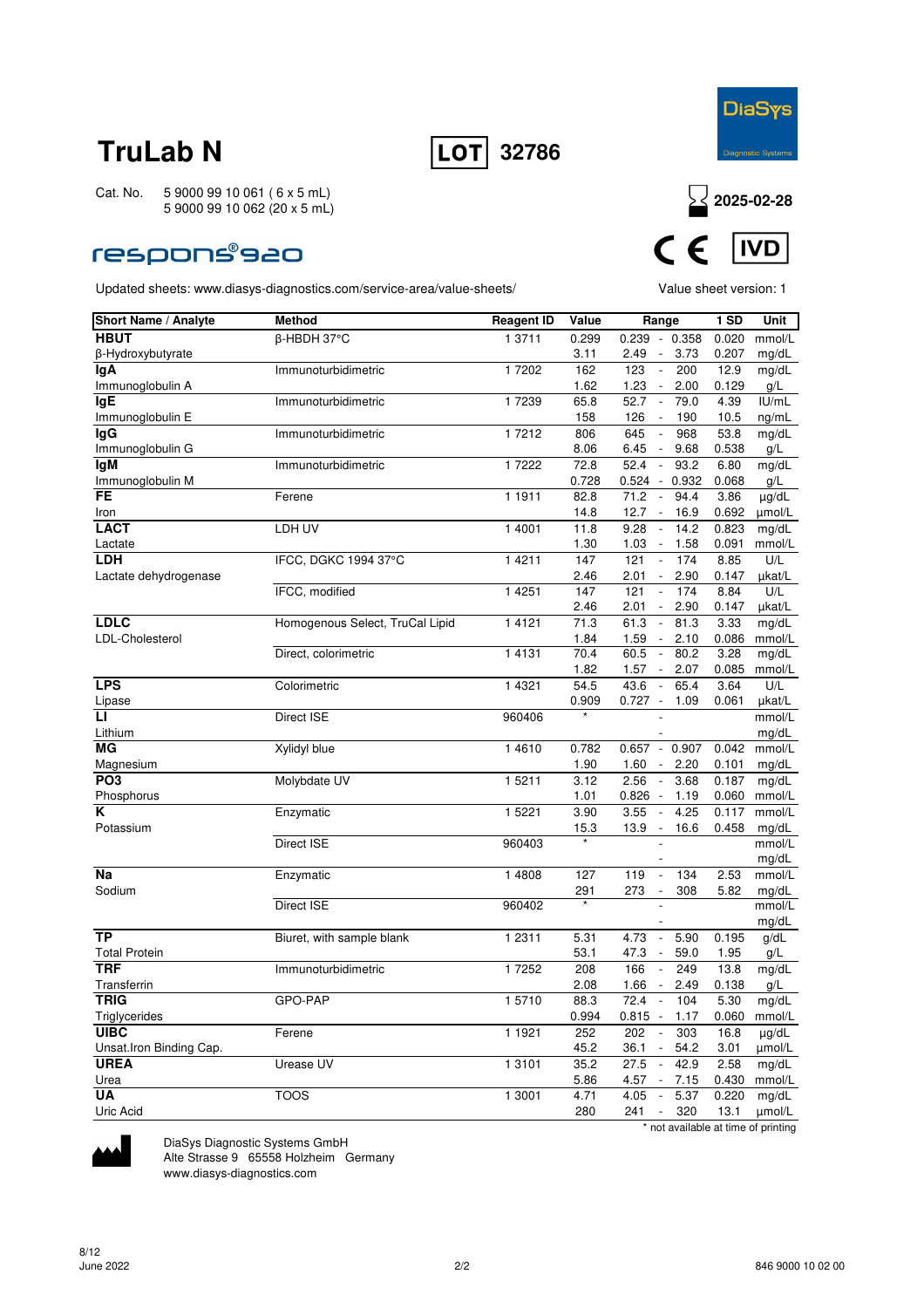# TruLab N

**LOT** 32786

DiaSys Diagnostic Systems

Cat. No. 5 9000 99 10 061 ( 6 x 5 mL)
5 9000 99 10 062 (20 x 5 mL)

2025-02-28

respons®920

CE IVD

Updated sheets: www.diasys-diagnostics.com/service-area/value-sheets/

Value sheet version: 1

| Short Name / Analyte | Method | Reagent ID | Value | Range | 1 SD | Unit |
|---|---|---|---|---|---|---|
| **HBUT** | β-HBDH 37°C | 1 3711 | 0.299 | 0.239 - 0.358 | 0.020 | mmol/L |
| β-Hydroxybutyrate | | | 3.11 | 2.49 - 3.73 | 0.207 | mg/dL |
| **IgA** | Immunoturbidimetric | 1 7202 | 162 | 123 - 200 | 12.9 | mg/dL |
| Immunoglobulin A | | | 1.62 | 1.23 - 2.00 | 0.129 | g/L |
| **IgE** | Immunoturbidimetric | 1 7239 | 65.8 | 52.7 - 79.0 | 4.39 | IU/mL |
| Immunoglobulin E | | | 158 | 126 - 190 | 10.5 | ng/mL |
| **IgG** | Immunoturbidimetric | 1 7212 | 806 | 645 - 968 | 53.8 | mg/dL |
| Immunoglobulin G | | | 8.06 | 6.45 - 9.68 | 0.538 | g/L |
| **IgM** | Immunoturbidimetric | 1 7222 | 72.8 | 52.4 - 93.2 | 6.80 | mg/dL |
| Immunoglobulin M | | | 0.728 | 0.524 - 0.932 | 0.068 | g/L |
| **FE** | Ferene | 1 1911 | 82.8 | 71.2 - 94.4 | 3.86 | µg/dL |
| Iron | | | 14.8 | 12.7 - 16.9 | 0.692 | µmol/L |
| **LACT** | LDH UV | 1 4001 | 11.8 | 9.28 - 14.2 | 0.823 | mg/dL |
| Lactate | | | 1.30 | 1.03 - 1.58 | 0.091 | mmol/L |
| **LDH** | IFCC, DGKC 1994 37°C | 1 4211 | 147 | 121 - 174 | 8.85 | U/L |
| Lactate dehydrogenase | | | 2.46 | 2.01 - 2.90 | 0.147 | µkat/L |
| | IFCC, modified | 1 4251 | 147 | 121 - 174 | 8.84 | U/L |
| | | | 2.46 | 2.01 - 2.90 | 0.147 | µkat/L |
| **LDLC** | Homogenous Select, TruCal Lipid | 1 4121 | 71.3 | 61.3 - 81.3 | 3.33 | mg/dL |
| LDL-Cholesterol | | | 1.84 | 1.59 - 2.10 | 0.086 | mmol/L |
| | Direct, colorimetric | 1 4131 | 70.4 | 60.5 - 80.2 | 3.28 | mg/dL |
| | | | 1.82 | 1.57 - 2.07 | 0.085 | mmol/L |
| **LPS** | Colorimetric | 1 4321 | 54.5 | 43.6 - 65.4 | 3.64 | U/L |
| Lipase | | | 0.909 | 0.727 - 1.09 | 0.061 | µkat/L |
| **LI** | Direct ISE | 960406 | * | - | | mmol/L |
| Lithium | | | | - | | mg/dL |
| **MG** | Xylidyl blue | 1 4610 | 0.782 | 0.657 - 0.907 | 0.042 | mmol/L |
| Magnesium | | | 1.90 | 1.60 - 2.20 | 0.101 | mg/dL |
| **PO3** | Molybdate UV | 1 5211 | 3.12 | 2.56 - 3.68 | 0.187 | mg/dL |
| Phosphorus | | | 1.01 | 0.826 - 1.19 | 0.060 | mmol/L |
| **K** | Enzymatic | 1 5221 | 3.90 | 3.55 - 4.25 | 0.117 | mmol/L |
| Potassium | | | 15.3 | 13.9 - 16.6 | 0.458 | mg/dL |
| | Direct ISE | 960403 | * | - | | mmol/L |
| | | | | - | | mg/dL |
| **Na** | Enzymatic | 1 4808 | 127 | 119 - 134 | 2.53 | mmol/L |
| Sodium | | | 291 | 273 - 308 | 5.82 | mg/dL |
| | Direct ISE | 960402 | * | - | | mmol/L |
| | | | | - | | mg/dL |
| **TP** | Biuret, with sample blank | 1 2311 | 5.31 | 4.73 - 5.90 | 0.195 | g/dL |
| Total Protein | | | 53.1 | 47.3 - 59.0 | 1.95 | g/L |
| **TRF** | Immunoturbidimetric | 1 7252 | 208 | 166 - 249 | 13.8 | mg/dL |
| Transferrin | | | 2.08 | 1.66 - 2.49 | 0.138 | g/L |
| **TRIG** | GPO-PAP | 1 5710 | 88.3 | 72.4 - 104 | 5.30 | mg/dL |
| Triglycerides | | | 0.994 | 0.815 - 1.17 | 0.060 | mmol/L |
| **UIBC** | Ferene | 1 1921 | 252 | 202 - 303 | 16.8 | µg/dL |
| Unsat.Iron Binding Cap. | | | 45.2 | 36.1 - 54.2 | 3.01 | µmol/L |
| **UREA** | Urease UV | 1 3101 | 35.2 | 27.5 - 42.9 | 2.58 | mg/dL |
| Urea | | | 5.86 | 4.57 - 7.15 | 0.430 | mmol/L |
| **UA** | TOOS | 1 3001 | 4.71 | 4.05 - 5.37 | 0.220 | mg/dL |
| Uric Acid | | | 280 | 241 - 320 | 13.1 | µmol/L |

\* not available at time of printing

DiaSys Diagnostic Systems GmbH
Alte Strasse 9 65558 Holzheim Germany
www.diasys-diagnostics.com

June 2022

846 9000 10 02 00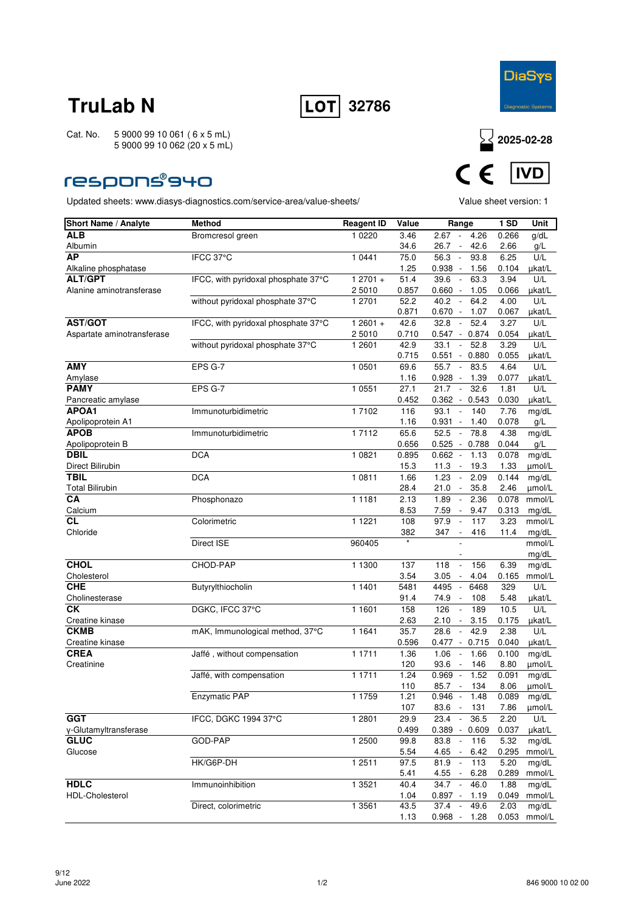# TruLab N

**LOT** 32786

DiaSys Diagnostic Systems

Cat. No. 5 9000 99 10 061 ( 6 x 5 mL)
5 9000 99 10 062 (20 x 5 mL)

Expiry: 2025-02-28

CE IVD

## respons®940

Updated sheets: www.diasys-diagnostics.com/service-area/value-sheets/

Value sheet version: 1

| Short Name / Analyte | Method | Reagent ID | Value | Range | 1 SD | Unit |
|---|---|---|---|---|---|---|
| **ALB** Albumin | Bromcresol green | 1 0220 | 3.46 | 2.67 - 4.26 | 0.266 | g/dL |
| | | | 34.6 | 26.7 - 42.6 | 2.66 | g/L |
| **AP** Alkaline phosphatase | IFCC 37°C | 1 0441 | 75.0 | 56.3 - 93.8 | 6.25 | U/L |
| | | | 1.25 | 0.938 - 1.56 | 0.104 | µkat/L |
| **ALT/GPT** Alanine aminotransferase | IFCC, with pyridoxal phosphate 37°C | 1 2701 + 2 5010 | 51.4 | 39.6 - 63.3 | 3.94 | U/L |
| | | | 0.857 | 0.660 - 1.05 | 0.066 | µkat/L |
| | without pyridoxal phosphate 37°C | 1 2701 | 52.2 | 40.2 - 64.2 | 4.00 | U/L |
| | | | 0.871 | 0.670 - 1.07 | 0.067 | µkat/L |
| **AST/GOT** Aspartate aminotransferase | IFCC, with pyridoxal phosphate 37°C | 1 2601 + 2 5010 | 42.6 | 32.8 - 52.4 | 3.27 | U/L |
| | | | 0.710 | 0.547 - 0.874 | 0.054 | µkat/L |
| | without pyridoxal phosphate 37°C | 1 2601 | 42.9 | 33.1 - 52.8 | 3.29 | U/L |
| | | | 0.715 | 0.551 - 0.880 | 0.055 | µkat/L |
| **AMY** Amylase | EPS G-7 | 1 0501 | 69.6 | 55.7 - 83.5 | 4.64 | U/L |
| | | | 1.16 | 0.928 - 1.39 | 0.077 | µkat/L |
| **PAMY** Pancreatic amylase | EPS G-7 | 1 0551 | 27.1 | 21.7 - 32.6 | 1.81 | U/L |
| | | | 0.452 | 0.362 - 0.543 | 0.030 | µkat/L |
| **APOA1** Apolipoprotein A1 | Immunoturbidimetric | 1 7102 | 116 | 93.1 - 140 | 7.76 | mg/dL |
| | | | 1.16 | 0.931 - 1.40 | 0.078 | g/L |
| **APOB** Apolipoprotein B | Immunoturbidimetric | 1 7112 | 65.6 | 52.5 - 78.8 | 4.38 | mg/dL |
| | | | 0.656 | 0.525 - 0.788 | 0.044 | g/L |
| **DBIL** Direct Bilirubin | DCA | 1 0821 | 0.895 | 0.662 - 1.13 | 0.078 | mg/dL |
| | | | 15.3 | 11.3 - 19.3 | 1.33 | µmol/L |
| **TBIL** Total Bilirubin | DCA | 1 0811 | 1.66 | 1.23 - 2.09 | 0.144 | mg/dL |
| | | | 28.4 | 21.0 - 35.8 | 2.46 | µmol/L |
| **CA** Calcium | Phosphonazo | 1 1181 | 2.13 | 1.89 - 2.36 | 0.078 | mmol/L |
| | | | 8.53 | 7.59 - 9.47 | 0.313 | mg/dL |
| **CL** Chloride | Colorimetric | 1 1221 | 108 | 97.9 - 117 | 3.23 | mmol/L |
| | | | 382 | 347 - 416 | 11.4 | mg/dL |
| | Direct ISE | 960405 | * | - | | mmol/L |
| | | | | - | | mg/dL |
| **CHOL** Cholesterol | CHOD-PAP | 1 1300 | 137 | 118 - 156 | 6.39 | mg/dL |
| | | | 3.54 | 3.05 - 4.04 | 0.165 | mmol/L |
| **CHE** Cholinesterase | Butyrylthiocholin | 1 1401 | 5481 | 4495 - 6468 | 329 | U/L |
| | | | 91.4 | 74.9 - 108 | 5.48 | µkat/L |
| **CK** Creatine kinase | DGKC, IFCC 37°C | 1 1601 | 158 | 126 - 189 | 10.5 | U/L |
| | | | 2.63 | 2.10 - 3.15 | 0.175 | µkat/L |
| **CKMB** Creatine kinase | mAK, Immunological method, 37°C | 1 1641 | 35.7 | 28.6 - 42.9 | 2.38 | U/L |
| | | | 0.596 | 0.477 - 0.715 | 0.040 | µkat/L |
| **CREA** Creatinine | Jaffé , without compensation | 1 1711 | 1.36 | 1.06 - 1.66 | 0.100 | mg/dL |
| | | | 120 | 93.6 - 146 | 8.80 | µmol/L |
| | Jaffé, with compensation | 1 1711 | 1.24 | 0.969 - 1.52 | 0.091 | mg/dL |
| | | | 110 | 85.7 - 134 | 8.06 | µmol/L |
| | Enzymatic PAP | 1 1759 | 1.21 | 0.946 - 1.48 | 0.089 | mg/dL |
| | | | 107 | 83.6 - 131 | 7.86 | µmol/L |
| **GGT** γ-Glutamyltransferase | IFCC, DGKC 1994 37°C | 1 2801 | 29.9 | 23.4 - 36.5 | 2.20 | U/L |
| | | | 0.499 | 0.389 - 0.609 | 0.037 | µkat/L |
| **GLUC** Glucose | GOD-PAP | 1 2500 | 99.8 | 83.8 - 116 | 5.32 | mg/dL |
| | | | 5.54 | 4.65 - 6.42 | 0.295 | mmol/L |
| | HK/G6P-DH | 1 2511 | 97.5 | 81.9 - 113 | 5.20 | mg/dL |
| | | | 5.41 | 4.55 - 6.28 | 0.289 | mmol/L |
| **HDLC** HDL-Cholesterol | Immunoinhibition | 1 3521 | 40.4 | 34.7 - 46.0 | 1.88 | mg/dL |
| | | | 1.04 | 0.897 - 1.19 | 0.049 | mmol/L |
| | Direct, colorimetric | 1 3561 | 43.5 | 37.4 - 49.6 | 2.03 | mg/dL |
| | | | 1.13 | 0.968 - 1.28 | 0.053 | mmol/L |

June 2022

846 9000 10 02 00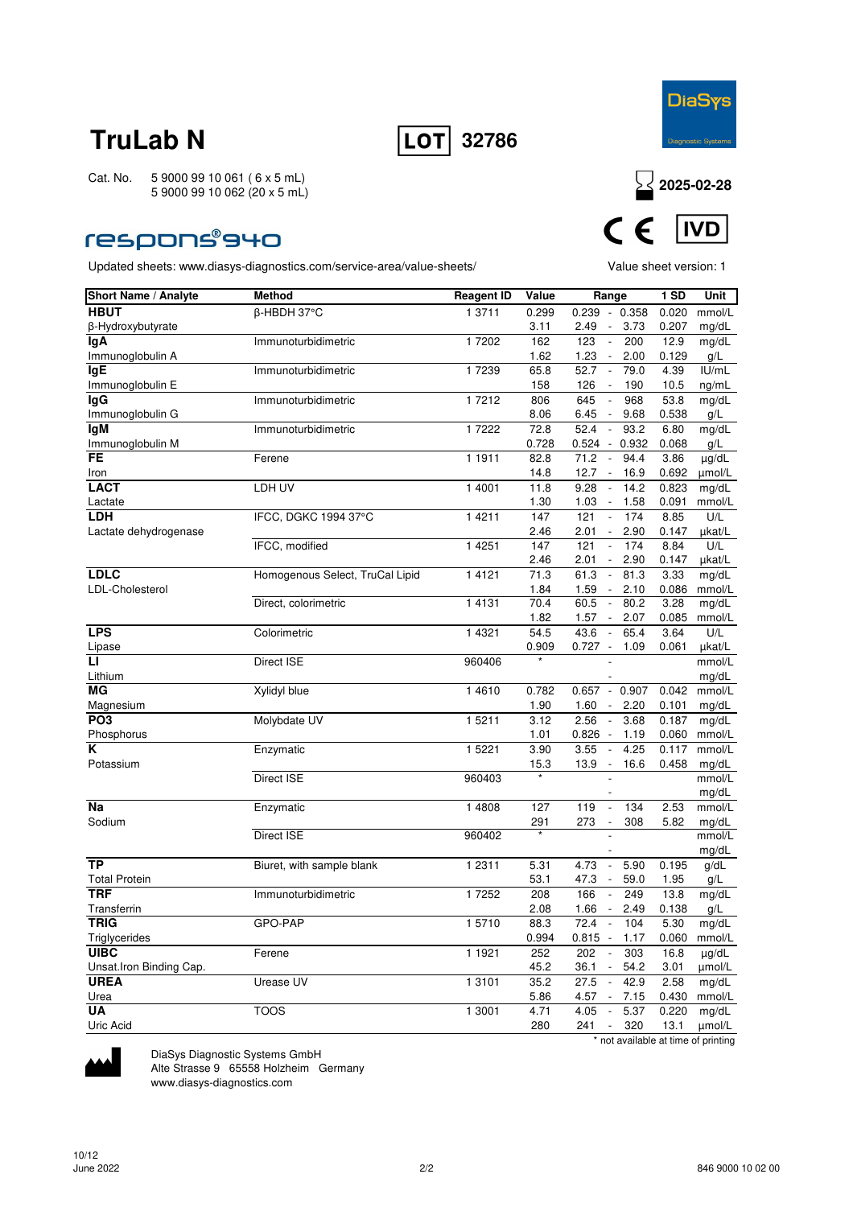# TruLab N

**LOT** 32786

Cat. No. 5 9000 99 10 061 ( 6 x 5 mL)
5 9000 99 10 062 (20 x 5 mL)

2025-02-28

respons®940

Updated sheets: www.diasys-diagnostics.com/service-area/value-sheets/

Value sheet version: 1

| Short Name / Analyte | Method | Reagent ID | Value | Range | 1 SD | Unit |
|---|---|---|---|---|---|---|
| **HBUT** | β-HBDH 37°C | 1 3711 | 0.299 | 0.239 - 0.358 | 0.020 | mmol/L |
| β-Hydroxybutyrate | | | 3.11 | 2.49 - 3.73 | 0.207 | mg/dL |
| **IgA** | Immunoturbidimetric | 1 7202 | 162 | 123 - 200 | 12.9 | mg/dL |
| Immunoglobulin A | | | 1.62 | 1.23 - 2.00 | 0.129 | g/L |
| **IgE** | Immunoturbidimetric | 1 7239 | 65.8 | 52.7 - 79.0 | 4.39 | IU/mL |
| Immunoglobulin E | | | 158 | 126 - 190 | 10.5 | ng/mL |
| **IgG** | Immunoturbidimetric | 1 7212 | 806 | 645 - 968 | 53.8 | mg/dL |
| Immunoglobulin G | | | 8.06 | 6.45 - 9.68 | 0.538 | g/L |
| **IgM** | Immunoturbidimetric | 1 7222 | 72.8 | 52.4 - 93.2 | 6.80 | mg/dL |
| Immunoglobulin M | | | 0.728 | 0.524 - 0.932 | 0.068 | g/L |
| **FE** | Ferene | 1 1911 | 82.8 | 71.2 - 94.4 | 3.86 | µg/dL |
| Iron | | | 14.8 | 12.7 - 16.9 | 0.692 | µmol/L |
| **LACT** | LDH UV | 1 4001 | 11.8 | 9.28 - 14.2 | 0.823 | mg/dL |
| Lactate | | | 1.30 | 1.03 - 1.58 | 0.091 | mmol/L |
| **LDH** | IFCC, DGKC 1994 37°C | 1 4211 | 147 | 121 - 174 | 8.85 | U/L |
| Lactate dehydrogenase | | | 2.46 | 2.01 - 2.90 | 0.147 | µkat/L |
| | IFCC, modified | 1 4251 | 147 | 121 - 174 | 8.84 | U/L |
| | | | 2.46 | 2.01 - 2.90 | 0.147 | µkat/L |
| **LDLC** | Homogenous Select, TruCal Lipid | 1 4121 | 71.3 | 61.3 - 81.3 | 3.33 | mg/dL |
| LDL-Cholesterol | | | 1.84 | 1.59 - 2.10 | 0.086 | mmol/L |
| | Direct, colorimetric | 1 4131 | 70.4 | 60.5 - 80.2 | 3.28 | mg/dL |
| | | | 1.82 | 1.57 - 2.07 | 0.085 | mmol/L |
| **LPS** | Colorimetric | 1 4321 | 54.5 | 43.6 - 65.4 | 3.64 | U/L |
| Lipase | | | 0.909 | 0.727 - 1.09 | 0.061 | µkat/L |
| **LI** | Direct ISE | 960406 | * | - | | mmol/L |
| Lithium | | | | - | | mg/dL |
| **MG** | Xylidyl blue | 1 4610 | 0.782 | 0.657 - 0.907 | 0.042 | mmol/L |
| Magnesium | | | 1.90 | 1.60 - 2.20 | 0.101 | mg/dL |
| **PO3** | Molybdate UV | 1 5211 | 3.12 | 2.56 - 3.68 | 0.187 | mg/dL |
| Phosphorus | | | 1.01 | 0.826 - 1.19 | 0.060 | mmol/L |
| **K** | Enzymatic | 1 5221 | 3.90 | 3.55 - 4.25 | 0.117 | mmol/L |
| Potassium | | | 15.3 | 13.9 - 16.6 | 0.458 | mg/dL |
| | Direct ISE | 960403 | * | - | | mmol/L |
| | | | | - | | mg/dL |
| **Na** | Enzymatic | 1 4808 | 127 | 119 - 134 | 2.53 | mmol/L |
| Sodium | | | 291 | 273 - 308 | 5.82 | mg/dL |
| | Direct ISE | 960402 | * | - | | mmol/L |
| | | | | - | | mg/dL |
| **TP** | Biuret, with sample blank | 1 2311 | 5.31 | 4.73 - 5.90 | 0.195 | g/dL |
| Total Protein | | | 53.1 | 47.3 - 59.0 | 1.95 | g/L |
| **TRF** | Immunoturbidimetric | 1 7252 | 208 | 166 - 249 | 13.8 | mg/dL |
| Transferrin | | | 2.08 | 1.66 - 2.49 | 0.138 | g/L |
| **TRIG** | GPO-PAP | 1 5710 | 88.3 | 72.4 - 104 | 5.30 | mg/dL |
| Triglycerides | | | 0.994 | 0.815 - 1.17 | 0.060 | mmol/L |
| **UIBC** | Ferene | 1 1921 | 252 | 202 - 303 | 16.8 | µg/dL |
| Unsat.Iron Binding Cap. | | | 45.2 | 36.1 - 54.2 | 3.01 | µmol/L |
| **UREA** | Urease UV | 1 3101 | 35.2 | 27.5 - 42.9 | 2.58 | mg/dL |
| Urea | | | 5.86 | 4.57 - 7.15 | 0.430 | mmol/L |
| **UA** | TOOS | 1 3001 | 4.71 | 4.05 - 5.37 | 0.220 | mg/dL |
| Uric Acid | | | 280 | 241 - 320 | 13.1 | µmol/L |

\* not available at time of printing

DiaSys Diagnostic Systems GmbH
Alte Strasse 9 65558 Holzheim Germany
www.diasys-diagnostics.com

June 2022

846 9000 10 02 00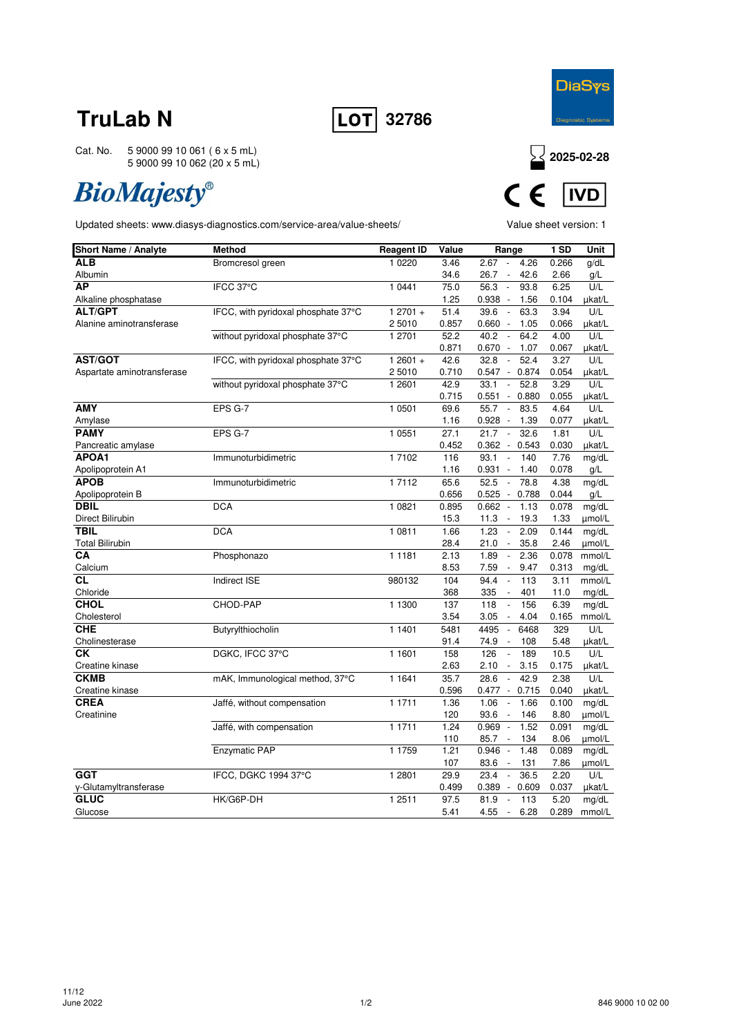# TruLab N

**LOT** 32786

Cat. No. 5 9000 99 10 061 ( 6 x 5 mL)
5 9000 99 10 062 (20 x 5 mL)

DiaSys Diagnostic Systems

2025-02-28

*BioMajesty®*

CE IVD

Updated sheets: www.diasys-diagnostics.com/service-area/value-sheets/

Value sheet version: 1

| Short Name / Analyte | Method | Reagent ID | Value | Range | 1 SD | Unit |
|---|---|---|---|---|---|---|
| **ALB** | Bromcresol green | 1 0220 | 3.46 | 2.67 - 4.26 | 0.266 | g/dL |
| Albumin | | | 34.6 | 26.7 - 42.6 | 2.66 | g/L |
| **AP** | IFCC 37°C | 1 0441 | 75.0 | 56.3 - 93.8 | 6.25 | U/L |
| Alkaline phosphatase | | | 1.25 | 0.938 - 1.56 | 0.104 | µkat/L |
| **ALT/GPT** | IFCC, with pyridoxal phosphate 37°C | 1 2701 + | 51.4 | 39.6 - 63.3 | 3.94 | U/L |
| Alanine aminotransferase | | 2 5010 | 0.857 | 0.660 - 1.05 | 0.066 | µkat/L |
| | without pyridoxal phosphate 37°C | 1 2701 | 52.2 | 40.2 - 64.2 | 4.00 | U/L |
| | | | 0.871 | 0.670 - 1.07 | 0.067 | µkat/L |
| **AST/GOT** | IFCC, with pyridoxal phosphate 37°C | 1 2601 + | 42.6 | 32.8 - 52.4 | 3.27 | U/L |
| Aspartate aminotransferase | | 2 5010 | 0.710 | 0.547 - 0.874 | 0.054 | µkat/L |
| | without pyridoxal phosphate 37°C | 1 2601 | 42.9 | 33.1 - 52.8 | 3.29 | U/L |
| | | | 0.715 | 0.551 - 0.880 | 0.055 | µkat/L |
| **AMY** | EPS G-7 | 1 0501 | 69.6 | 55.7 - 83.5 | 4.64 | U/L |
| Amylase | | | 1.16 | 0.928 - 1.39 | 0.077 | µkat/L |
| **PAMY** | EPS G-7 | 1 0551 | 27.1 | 21.7 - 32.6 | 1.81 | U/L |
| Pancreatic amylase | | | 0.452 | 0.362 - 0.543 | 0.030 | µkat/L |
| **APOA1** | Immunoturbidimetric | 1 7102 | 116 | 93.1 - 140 | 7.76 | mg/dL |
| Apolipoprotein A1 | | | 1.16 | 0.931 - 1.40 | 0.078 | g/L |
| **APOB** | Immunoturbidimetric | 1 7112 | 65.6 | 52.5 - 78.8 | 4.38 | mg/dL |
| Apolipoprotein B | | | 0.656 | 0.525 - 0.788 | 0.044 | g/L |
| **DBIL** | DCA | 1 0821 | 0.895 | 0.662 - 1.13 | 0.078 | mg/dL |
| Direct Bilirubin | | | 15.3 | 11.3 - 19.3 | 1.33 | µmol/L |
| **TBIL** | DCA | 1 0811 | 1.66 | 1.23 - 2.09 | 0.144 | mg/dL |
| Total Bilirubin | | | 28.4 | 21.0 - 35.8 | 2.46 | µmol/L |
| **CA** | Phosphonazo | 1 1181 | 2.13 | 1.89 - 2.36 | 0.078 | mmol/L |
| Calcium | | | 8.53 | 7.59 - 9.47 | 0.313 | mg/dL |
| **CL** | Indirect ISE | 980132 | 104 | 94.4 - 113 | 3.11 | mmol/L |
| Chloride | | | 368 | 335 - 401 | 11.0 | mg/dL |
| **CHOL** | CHOD-PAP | 1 1300 | 137 | 118 - 156 | 6.39 | mg/dL |
| Cholesterol | | | 3.54 | 3.05 - 4.04 | 0.165 | mmol/L |
| **CHE** | Butyrylthiocholin | 1 1401 | 5481 | 4495 - 6468 | 329 | U/L |
| Cholinesterase | | | 91.4 | 74.9 - 108 | 5.48 | µkat/L |
| **CK** | DGKC, IFCC 37°C | 1 1601 | 158 | 126 - 189 | 10.5 | U/L |
| Creatine kinase | | | 2.63 | 2.10 - 3.15 | 0.175 | µkat/L |
| **CKMB** | mAK, Immunological method, 37°C | 1 1641 | 35.7 | 28.6 - 42.9 | 2.38 | U/L |
| Creatine kinase | | | 0.596 | 0.477 - 0.715 | 0.040 | µkat/L |
| **CREA** | Jaffé, without compensation | 1 1711 | 1.36 | 1.06 - 1.66 | 0.100 | mg/dL |
| Creatinine | | | 120 | 93.6 - 146 | 8.80 | µmol/L |
| | Jaffé, with compensation | 1 1711 | 1.24 | 0.969 - 1.52 | 0.091 | mg/dL |
| | | | 110 | 85.7 - 134 | 8.06 | µmol/L |
| | Enzymatic PAP | 1 1759 | 1.21 | 0.946 - 1.48 | 0.089 | mg/dL |
| | | | 107 | 83.6 - 131 | 7.86 | µmol/L |
| **GGT** | IFCC, DGKC 1994 37°C | 1 2801 | 29.9 | 23.4 - 36.5 | 2.20 | U/L |
| γ-Glutamyltransferase | | | 0.499 | 0.389 - 0.609 | 0.037 | µkat/L |
| **GLUC** | HK/G6P-DH | 1 2511 | 97.5 | 81.9 - 113 | 5.20 | mg/dL |
| Glucose | | | 5.41 | 4.55 - 6.28 | 0.289 | mmol/L |

11/12
June 2022

846 9000 10 02 00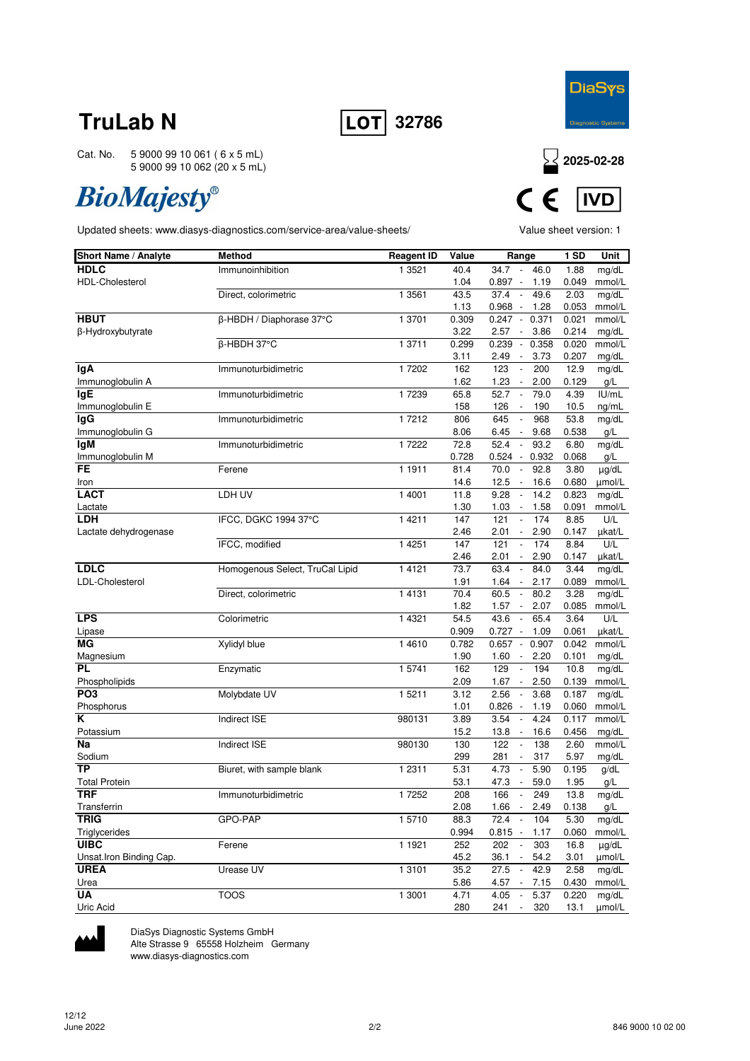# TruLab N

**LOT** 32786

Cat. No. 5 9000 99 10 061 ( 6 x 5 mL)
5 9000 99 10 062 (20 x 5 mL)

**2025-02-28**

*BioMajesty®*

Updated sheets: www.diasys-diagnostics.com/service-area/value-sheets/

Value sheet version: 1

| Short Name / Analyte | Method | Reagent ID | Value | Range | 1 SD | Unit |
|---|---|---|---|---|---|---|
| **HDLC** | Immunoinhibition | 1 3521 | 40.4 | 34.7 - 46.0 | 1.88 | mg/dL |
| HDL-Cholesterol | | | 1.04 | 0.897 - 1.19 | 0.049 | mmol/L |
| | Direct, colorimetric | 1 3561 | 43.5 | 37.4 - 49.6 | 2.03 | mg/dL |
| | | | 1.13 | 0.968 - 1.28 | 0.053 | mmol/L |
| **HBUT** | β-HBDH / Diaphorase 37°C | 1 3701 | 0.309 | 0.247 - 0.371 | 0.021 | mmol/L |
| β-Hydroxybutyrate | | | 3.22 | 2.57 - 3.86 | 0.214 | mg/dL |
| | β-HBDH 37°C | 1 3711 | 0.299 | 0.239 - 0.358 | 0.020 | mmol/L |
| | | | 3.11 | 2.49 - 3.73 | 0.207 | mg/dL |
| **IgA** | Immunoturbidimetric | 1 7202 | 162 | 123 - 200 | 12.9 | mg/dL |
| Immunoglobulin A | | | 1.62 | 1.23 - 2.00 | 0.129 | g/L |
| **IgE** | Immunoturbidimetric | 1 7239 | 65.8 | 52.7 - 79.0 | 4.39 | IU/mL |
| Immunoglobulin E | | | 158 | 126 - 190 | 10.5 | ng/mL |
| **IgG** | Immunoturbidimetric | 1 7212 | 806 | 645 - 968 | 53.8 | mg/dL |
| Immunoglobulin G | | | 8.06 | 6.45 - 9.68 | 0.538 | g/L |
| **IgM** | Immunoturbidimetric | 1 7222 | 72.8 | 52.4 - 93.2 | 6.80 | mg/dL |
| Immunoglobulin M | | | 0.728 | 0.524 - 0.932 | 0.068 | g/L |
| **FE** | Ferene | 1 1911 | 81.4 | 70.0 - 92.8 | 3.80 | µg/dL |
| Iron | | | 14.6 | 12.5 - 16.6 | 0.680 | µmol/L |
| **LACT** | LDH UV | 1 4001 | 11.8 | 9.28 - 14.2 | 0.823 | mg/dL |
| Lactate | | | 1.30 | 1.03 - 1.58 | 0.091 | mmol/L |
| **LDH** | IFCC, DGKC 1994 37°C | 1 4211 | 147 | 121 - 174 | 8.85 | U/L |
| Lactate dehydrogenase | | | 2.46 | 2.01 - 2.90 | 0.147 | µkat/L |
| | IFCC, modified | 1 4251 | 147 | 121 - 174 | 8.84 | U/L |
| | | | 2.46 | 2.01 - 2.90 | 0.147 | µkat/L |
| **LDLC** | Homogenous Select, TruCal Lipid | 1 4121 | 73.7 | 63.4 - 84.0 | 3.44 | mg/dL |
| LDL-Cholesterol | | | 1.91 | 1.64 - 2.17 | 0.089 | mmol/L |
| | Direct, colorimetric | 1 4131 | 70.4 | 60.5 - 80.2 | 3.28 | mg/dL |
| | | | 1.82 | 1.57 - 2.07 | 0.085 | mmol/L |
| **LPS** | Colorimetric | 1 4321 | 54.5 | 43.6 - 65.4 | 3.64 | U/L |
| Lipase | | | 0.909 | 0.727 - 1.09 | 0.061 | µkat/L |
| **MG** | Xylidyl blue | 1 4610 | 0.782 | 0.657 - 0.907 | 0.042 | mmol/L |
| Magnesium | | | 1.90 | 1.60 - 2.20 | 0.101 | mg/dL |
| **PL** | Enzymatic | 1 5741 | 162 | 129 - 194 | 10.8 | mg/dL |
| Phospholipids | | | 2.09 | 1.67 - 2.50 | 0.139 | mmol/L |
| **PO3** | Molybdate UV | 1 5211 | 3.12 | 2.56 - 3.68 | 0.187 | mg/dL |
| Phosphorus | | | 1.01 | 0.826 - 1.19 | 0.060 | mmol/L |
| **K** | Indirect ISE | 980131 | 3.89 | 3.54 - 4.24 | 0.117 | mmol/L |
| Potassium | | | 15.2 | 13.8 - 16.6 | 0.456 | mg/dL |
| **Na** | Indirect ISE | 980130 | 130 | 122 - 138 | 2.60 | mmol/L |
| Sodium | | | 299 | 281 - 317 | 5.97 | mg/dL |
| **TP** | Biuret, with sample blank | 1 2311 | 5.31 | 4.73 - 5.90 | 0.195 | g/dL |
| Total Protein | | | 53.1 | 47.3 - 59.0 | 1.95 | g/L |
| **TRF** | Immunoturbidimetric | 1 7252 | 208 | 166 - 249 | 13.8 | mg/dL |
| Transferrin | | | 2.08 | 1.66 - 2.49 | 0.138 | g/L |
| **TRIG** | GPO-PAP | 1 5710 | 88.3 | 72.4 - 104 | 5.30 | mg/dL |
| Triglycerides | | | 0.994 | 0.815 - 1.17 | 0.060 | mmol/L |
| **UIBC** | Ferene | 1 1921 | 252 | 202 - 303 | 16.8 | µg/dL |
| Unsat.Iron Binding Cap. | | | 45.2 | 36.1 - 54.2 | 3.01 | µmol/L |
| **UREA** | Urease UV | 1 3101 | 35.2 | 27.5 - 42.9 | 2.58 | mg/dL |
| Urea | | | 5.86 | 4.57 - 7.15 | 0.430 | mmol/L |
| **UA** | TOOS | 1 3001 | 4.71 | 4.05 - 5.37 | 0.220 | mg/dL |
| Uric Acid | | | 280 | 241 - 320 | 13.1 | µmol/L |

DiaSys Diagnostic Systems GmbH
Alte Strasse 9 65558 Holzheim Germany
www.diasys-diagnostics.com

June 2022

846 9000 10 02 00